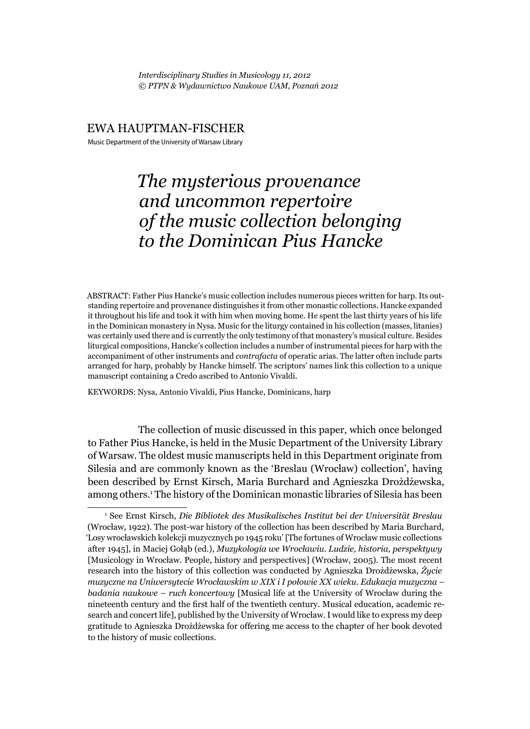*Interdisciplinary Studies in Musicology 11, 2012*
*© PTPN & Wydawnictwo Naukowe UAM, Poznań 2012*

EWA HAUPTMAN-FISCHER

Music Department of the University of Warsaw Library

# *The mysterious provenance and uncommon repertoire of the music collection belonging to the Dominican Pius Hancke*

ABSTRACT: Father Pius Hancke's music collection includes numerous pieces written for harp. Its outstanding repertoire and provenance distinguishes it from other monastic collections. Hancke expanded it throughout his life and took it with him when moving home. He spent the last thirty years of his life in the Dominican monastery in Nysa. Music for the liturgy contained in his collection (masses, litanies) was certainly used there and is currently the only testimony of that monastery's musical culture. Besides liturgical compositions, Hancke's collection includes a number of instrumental pieces for harp with the accompaniment of other instruments and *contrafacta* of operatic arias. The latter often include parts arranged for harp, probably by Hancke himself. The scriptors' names link this collection to a unique manuscript containing a Credo ascribed to Antonio Vivaldi.

KEYWORDS: Nysa, Antonio Vivaldi, Pius Hancke, Dominicans, harp

The collection of music discussed in this paper, which once belonged to Father Pius Hancke, is held in the Music Department of the University Library of Warsaw. The oldest music manuscripts held in this Department originate from Silesia and are commonly known as the 'Breslau (Wrocław) collection', having been described by Ernst Kirsch, Maria Burchard and Agnieszka Drożdżewska, among others.[1] The history of the Dominican monastic libraries of Silesia has been

[1] See Ernst Kirsch, *Die Bibliotek des Musikalisches Institut bei der Universität Breslau* (Wrocław, 1922). The post-war history of the collection has been described by Maria Burchard, 'Losy wrocławskich kolekcji muzycznych po 1945 roku' [The fortunes of Wrocław music collections after 1945], in Maciej Gołąb (ed.), *Muzykologia we Wrocławiu. Ludzie, historia, perspektywy* [Musicology in Wrocław. People, history and perspectives] (Wrocław, 2005). The most recent research into the history of this collection was conducted by Agnieszka Drożdżewska, *Życie muzyczne na Uniwersytecie Wrocławskim w XIX i I połowie XX wieku. Edukacja muzyczna – badania naukowe – ruch koncertowy* [Musical life at the University of Wrocław during the nineteenth century and the first half of the twentieth century. Musical education, academic research and concert life], published by the University of Wrocław. I would like to express my deep gratitude to Agnieszka Drożdżewska for offering me access to the chapter of her book devoted to the history of music collections.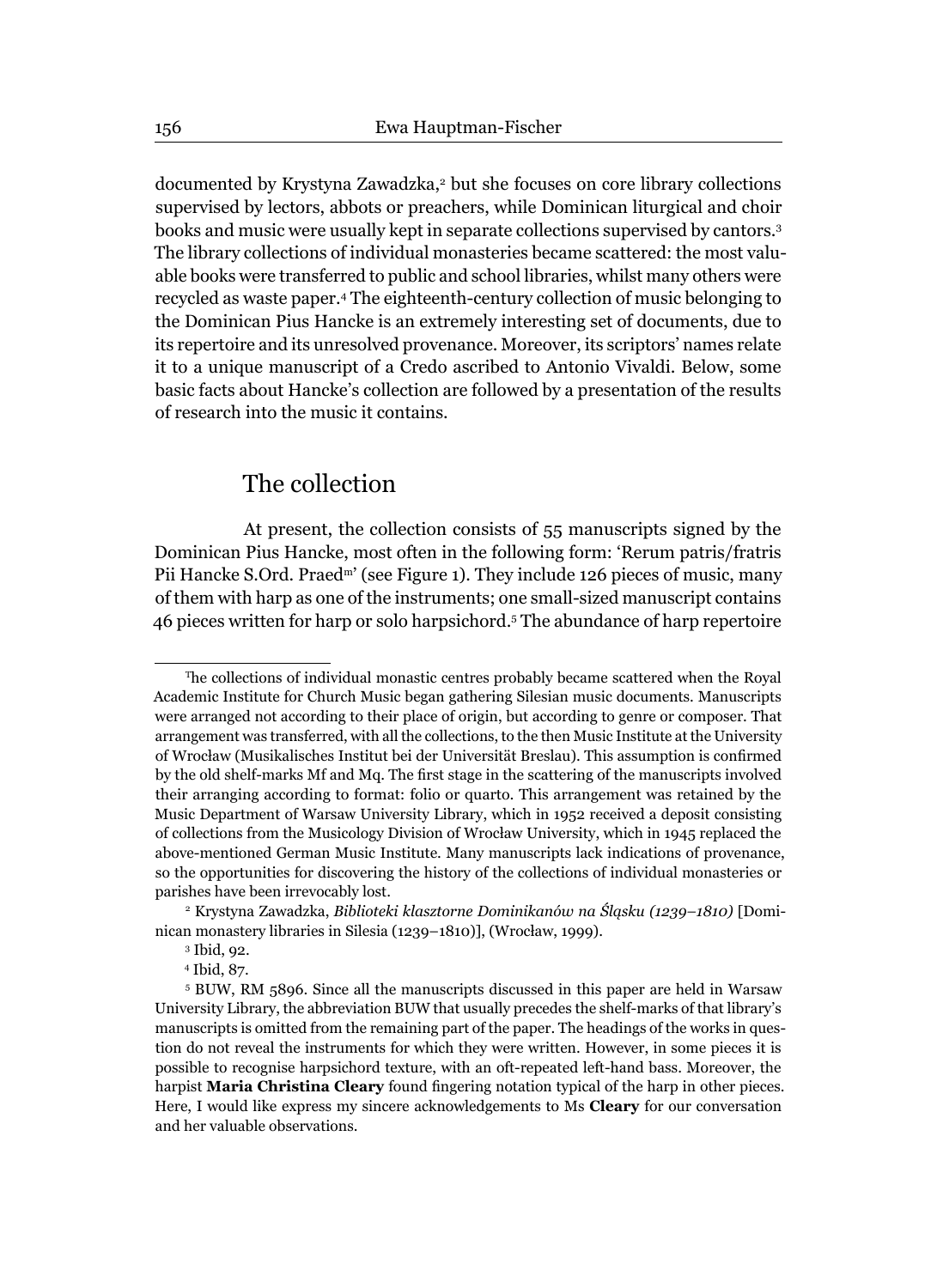documented by Krystyna Zawadzka,[2] but she focuses on core library collections supervised by lectors, abbots or preachers, while Dominican liturgical and choir books and music were usually kept in separate collections supervised by cantors.[3] The library collections of individual monasteries became scattered: the most valuable books were transferred to public and school libraries, whilst many others were recycled as waste paper.[4] The eighteenth-century collection of music belonging to the Dominican Pius Hancke is an extremely interesting set of documents, due to its repertoire and its unresolved provenance. Moreover, its scriptors' names relate it to a unique manuscript of a Credo ascribed to Antonio Vivaldi. Below, some basic facts about Hancke's collection are followed by a presentation of the results of research into the music it contains.

## The collection

At present, the collection consists of 55 manuscripts signed by the Dominican Pius Hancke, most often in the following form: 'Rerum patris/fratris Pii Hancke S.Ord. Praed[m]' (see Figure 1). They include 126 pieces of music, many of them with harp as one of the instruments; one small-sized manuscript contains 46 pieces written for harp or solo harpsichord.[5] The abundance of harp repertoire

---

The collections of individual monastic centres probably became scattered when the Royal Academic Institute for Church Music began gathering Silesian music documents. Manuscripts were arranged not according to their place of origin, but according to genre or composer. That arrangement was transferred, with all the collections, to the then Music Institute at the University of Wrocław (Musikalisches Institut bei der Universität Breslau). This assumption is confirmed by the old shelf-marks Mf and Mq. The first stage in the scattering of the manuscripts involved their arranging according to format: folio or quarto. This arrangement was retained by the Music Department of Warsaw University Library, which in 1952 received a deposit consisting of collections from the Musicology Division of Wrocław University, which in 1945 replaced the above-mentioned German Music Institute. Many manuscripts lack indications of provenance, so the opportunities for discovering the history of the collections of individual monasteries or parishes have been irrevocably lost.

[2] Krystyna Zawadzka, *Biblioteki klasztorne Dominikanów na Śląsku (1239–1810)* [Dominican monastery libraries in Silesia (1239–1810)], (Wrocław, 1999).

[3] Ibid, 92.

[4] Ibid, 87.

[5] BUW, RM 5896. Since all the manuscripts discussed in this paper are held in Warsaw University Library, the abbreviation BUW that usually precedes the shelf-marks of that library's manuscripts is omitted from the remaining part of the paper. The headings of the works in question do not reveal the instruments for which they were written. However, in some pieces it is possible to recognise harpsichord texture, with an oft-repeated left-hand bass. Moreover, the harpist **Maria Christina Cleary** found fingering notation typical of the harp in other pieces. Here, I would like express my sincere acknowledgements to Ms **Cleary** for our conversation and her valuable observations.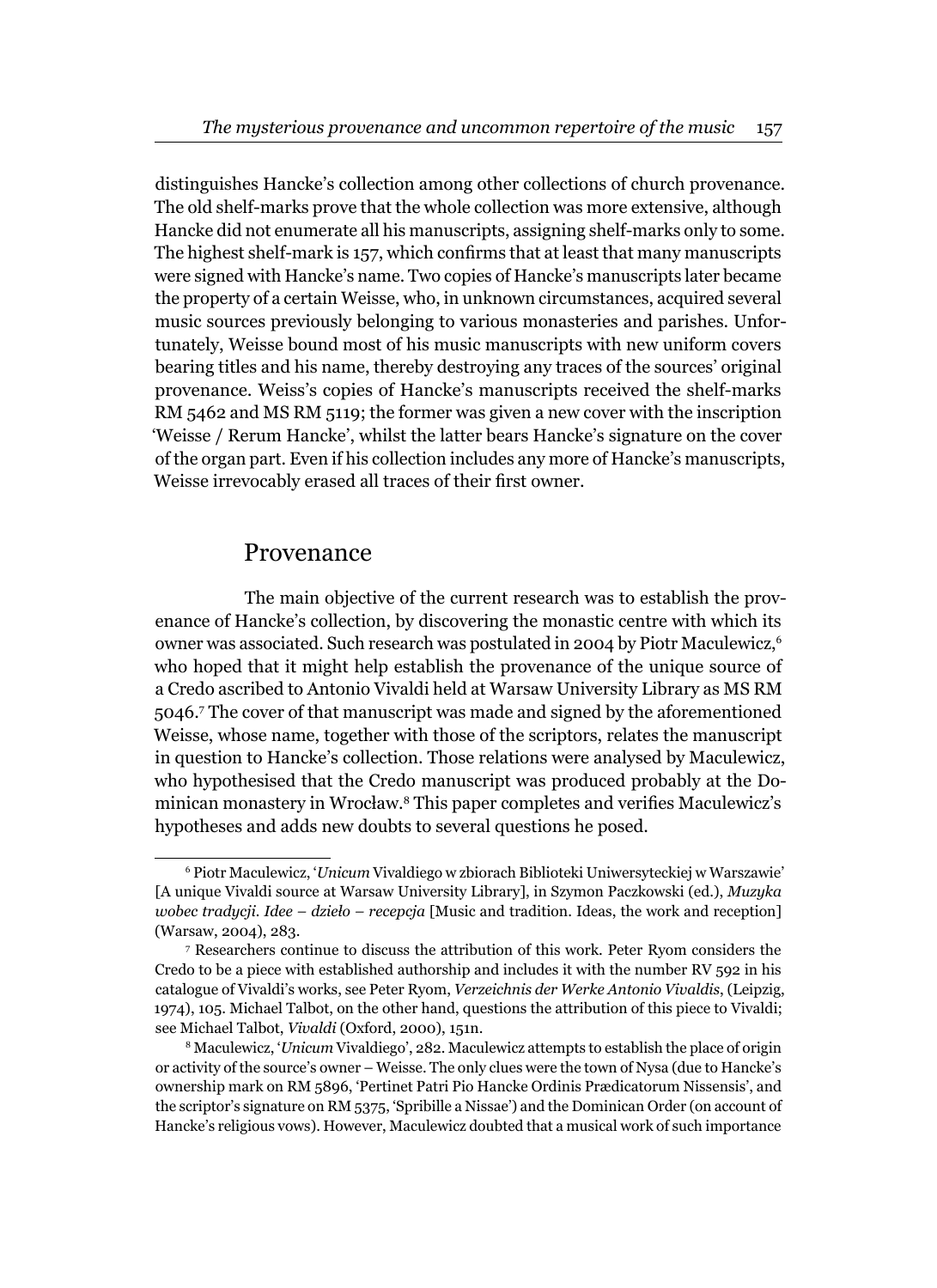distinguishes Hancke's collection among other collections of church provenance. The old shelf-marks prove that the whole collection was more extensive, although Hancke did not enumerate all his manuscripts, assigning shelf-marks only to some. The highest shelf-mark is 157, which confirms that at least that many manuscripts were signed with Hancke's name. Two copies of Hancke's manuscripts later became the property of a certain Weisse, who, in unknown circumstances, acquired several music sources previously belonging to various monasteries and parishes. Unfortunately, Weisse bound most of his music manuscripts with new uniform covers bearing titles and his name, thereby destroying any traces of the sources' original provenance. Weiss's copies of Hancke's manuscripts received the shelf-marks RM 5462 and MS RM 5119; the former was given a new cover with the inscription 'Weisse / Rerum Hancke', whilst the latter bears Hancke's signature on the cover of the organ part. Even if his collection includes any more of Hancke's manuscripts, Weisse irrevocably erased all traces of their first owner.

## Provenance

The main objective of the current research was to establish the provenance of Hancke's collection, by discovering the monastic centre with which its owner was associated. Such research was postulated in 2004 by Piotr Maculewicz,[6] who hoped that it might help establish the provenance of the unique source of a Credo ascribed to Antonio Vivaldi held at Warsaw University Library as MS RM 5046.[7] The cover of that manuscript was made and signed by the aforementioned Weisse, whose name, together with those of the scriptors, relates the manuscript in question to Hancke's collection. Those relations were analysed by Maculewicz, who hypothesised that the Credo manuscript was produced probably at the Dominican monastery in Wrocław.[8] This paper completes and verifies Maculewicz's hypotheses and adds new doubts to several questions he posed.

---

[6] Piotr Maculewicz, '*Unicum* Vivaldiego w zbiorach Biblioteki Uniwersyteckiej w Warszawie' [A unique Vivaldi source at Warsaw University Library], in Szymon Paczkowski (ed.), *Muzyka wobec tradycji. Idee – dzieło – recepcja* [Music and tradition. Ideas, the work and reception] (Warsaw, 2004), 283.

[7] Researchers continue to discuss the attribution of this work. Peter Ryom considers the Credo to be a piece with established authorship and includes it with the number RV 592 in his catalogue of Vivaldi's works, see Peter Ryom, *Verzeichnis der Werke Antonio Vivaldis*, (Leipzig, 1974), 105. Michael Talbot, on the other hand, questions the attribution of this piece to Vivaldi; see Michael Talbot, *Vivaldi* (Oxford, 2000), 151n.

[8] Maculewicz, '*Unicum* Vivaldiego', 282. Maculewicz attempts to establish the place of origin or activity of the source's owner – Weisse. The only clues were the town of Nysa (due to Hancke's ownership mark on RM 5896, 'Pertinet Patri Pio Hancke Ordinis Prædicatorum Nissensis', and the scriptor's signature on RM 5375, 'Spribille a Nissae') and the Dominican Order (on account of Hancke's religious vows). However, Maculewicz doubted that a musical work of such importance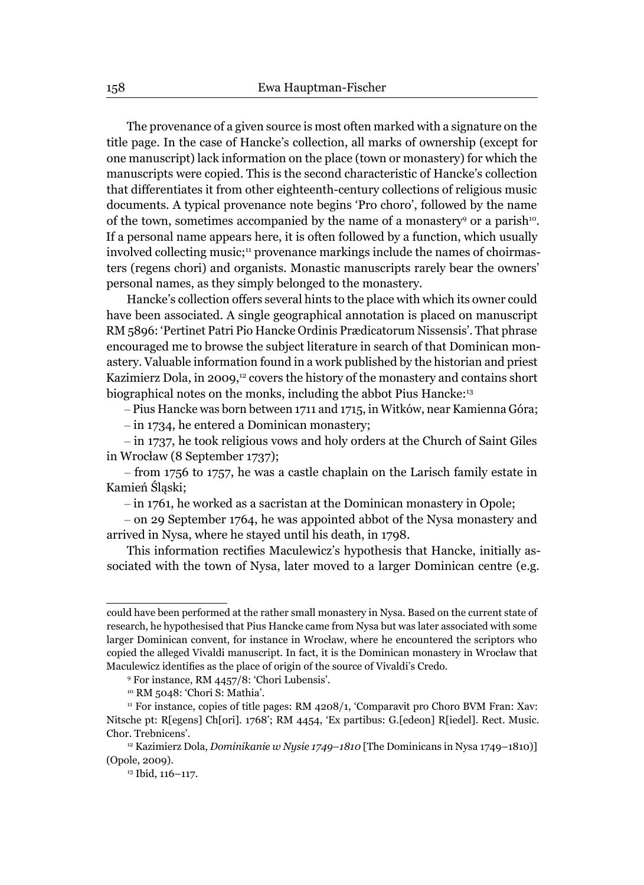The provenance of a given source is most often marked with a signature on the title page. In the case of Hancke's collection, all marks of ownership (except for one manuscript) lack information on the place (town or monastery) for which the manuscripts were copied. This is the second characteristic of Hancke's collection that differentiates it from other eighteenth-century collections of religious music documents. A typical provenance note begins 'Pro choro', followed by the name of the town, sometimes accompanied by the name of a monastery[9] or a parish[10]. If a personal name appears here, it is often followed by a function, which usually involved collecting music;[11] provenance markings include the names of choirmasters (regens chori) and organists. Monastic manuscripts rarely bear the owners' personal names, as they simply belonged to the monastery.

Hancke's collection offers several hints to the place with which its owner could have been associated. A single geographical annotation is placed on manuscript RM 5896: 'Pertinet Patri Pio Hancke Ordinis Prædicatorum Nissensis'. That phrase encouraged me to browse the subject literature in search of that Dominican monastery. Valuable information found in a work published by the historian and priest Kazimierz Dola, in 2009,[12] covers the history of the monastery and contains short biographical notes on the monks, including the abbot Pius Hancke:[13]

– Pius Hancke was born between 1711 and 1715, in Witków, near Kamienna Góra;

– in 1734, he entered a Dominican monastery;

– in 1737, he took religious vows and holy orders at the Church of Saint Giles in Wrocław (8 September 1737);

– from 1756 to 1757, he was a castle chaplain on the Larisch family estate in Kamień Śląski;

– in 1761, he worked as a sacristan at the Dominican monastery in Opole;

– on 29 September 1764, he was appointed abbot of the Nysa monastery and arrived in Nysa, where he stayed until his death, in 1798.

This information rectifies Maculewicz's hypothesis that Hancke, initially associated with the town of Nysa, later moved to a larger Dominican centre (e.g.

---

could have been performed at the rather small monastery in Nysa. Based on the current state of research, he hypothesised that Pius Hancke came from Nysa but was later associated with some larger Dominican convent, for instance in Wrocław, where he encountered the scriptors who copied the alleged Vivaldi manuscript. In fact, it is the Dominican monastery in Wrocław that Maculewicz identifies as the place of origin of the source of Vivaldi's Credo.

[9] For instance, RM 4457/8: 'Chori Lubensis'.

[10] RM 5048: 'Chori S: Mathia'.

[11] For instance, copies of title pages: RM 4208/1, 'Comparavit pro Choro BVM Fran: Xav: Nitsche pt: R[egens] Ch[ori]. 1768'; RM 4454, 'Ex partibus: G.[edeon] R[iedel]. Rect. Music. Chor. Trebnicens'.

[12] Kazimierz Dola, *Dominikanie w Nysie 1749–1810* [The Dominicans in Nysa 1749–1810)] (Opole, 2009).

[13] Ibid, 116–117.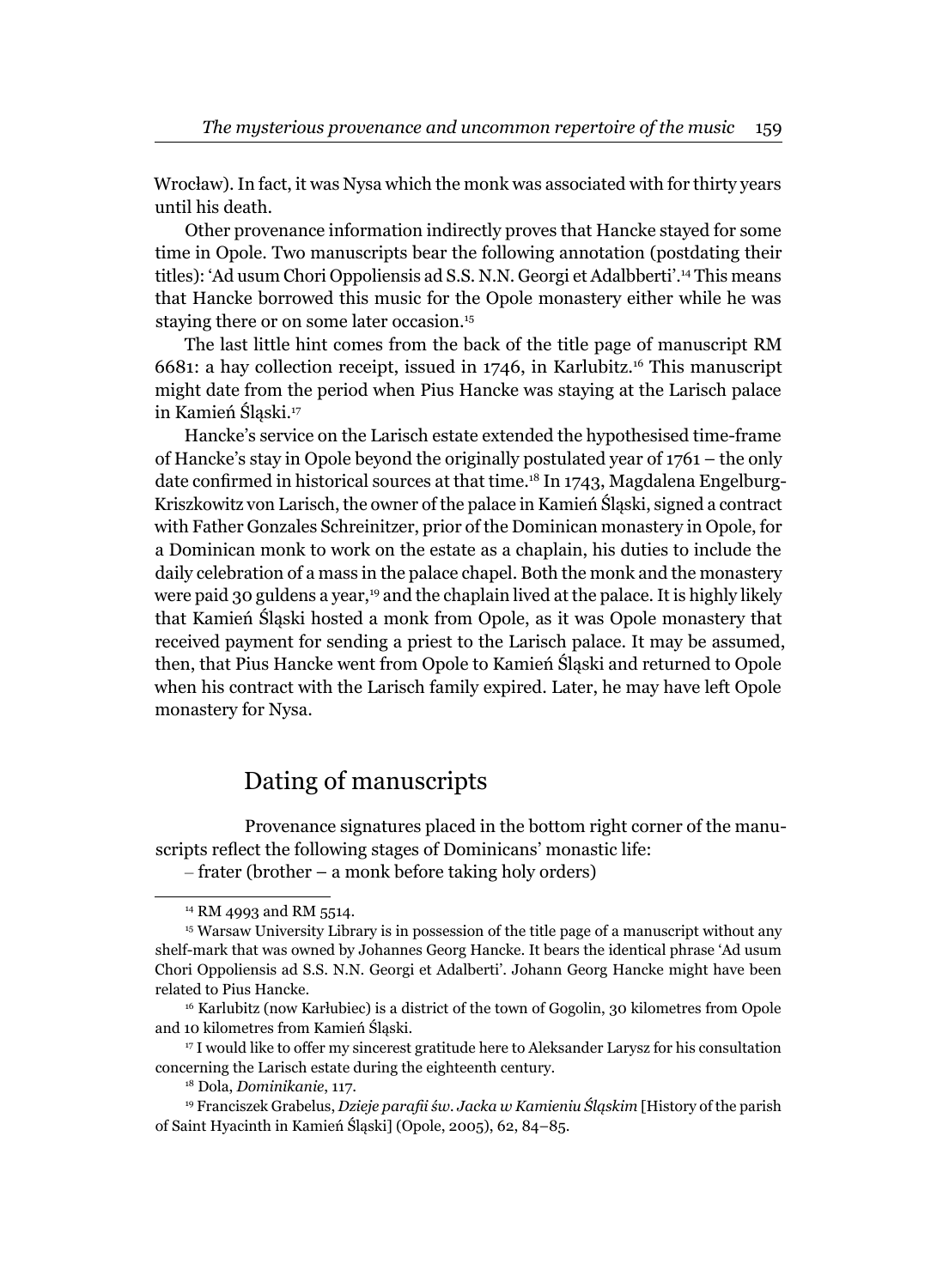Wrocław). In fact, it was Nysa which the monk was associated with for thirty years until his death.

Other provenance information indirectly proves that Hancke stayed for some time in Opole. Two manuscripts bear the following annotation (postdating their titles): 'Ad usum Chori Oppoliensis ad S.S. N.N. Georgi et Adalbberti'.[14] This means that Hancke borrowed this music for the Opole monastery either while he was staying there or on some later occasion.[15]

The last little hint comes from the back of the title page of manuscript RM 6681: a hay collection receipt, issued in 1746, in Karlubitz.[16] This manuscript might date from the period when Pius Hancke was staying at the Larisch palace in Kamień Śląski.[17]

Hancke's service on the Larisch estate extended the hypothesised time-frame of Hancke's stay in Opole beyond the originally postulated year of 1761 – the only date confirmed in historical sources at that time.[18] In 1743, Magdalena Engelburg-Kriszkowitz von Larisch, the owner of the palace in Kamień Śląski, signed a contract with Father Gonzales Schreinitzer, prior of the Dominican monastery in Opole, for a Dominican monk to work on the estate as a chaplain, his duties to include the daily celebration of a mass in the palace chapel. Both the monk and the monastery were paid 30 guldens a year,[19] and the chaplain lived at the palace. It is highly likely that Kamień Śląski hosted a monk from Opole, as it was Opole monastery that received payment for sending a priest to the Larisch palace. It may be assumed, then, that Pius Hancke went from Opole to Kamień Śląski and returned to Opole when his contract with the Larisch family expired. Later, he may have left Opole monastery for Nysa.

## Dating of manuscripts

Provenance signatures placed in the bottom right corner of the manuscripts reflect the following stages of Dominicans' monastic life:

– frater (brother – a monk before taking holy orders)

---

[14] RM 4993 and RM 5514.

[15] Warsaw University Library is in possession of the title page of a manuscript without any shelf-mark that was owned by Johannes Georg Hancke. It bears the identical phrase 'Ad usum Chori Oppoliensis ad S.S. N.N. Georgi et Adalberti'. Johann Georg Hancke might have been related to Pius Hancke.

[16] Karlubitz (now Karłubiec) is a district of the town of Gogolin, 30 kilometres from Opole and 10 kilometres from Kamień Śląski.

[17] I would like to offer my sincerest gratitude here to Aleksander Larysz for his consultation concerning the Larisch estate during the eighteenth century.

[18] Dola, *Dominikanie*, 117.

[19] Franciszek Grabelus, *Dzieje parafii św. Jacka w Kamieniu Śląskim* [History of the parish of Saint Hyacinth in Kamień Śląski] (Opole, 2005), 62, 84–85.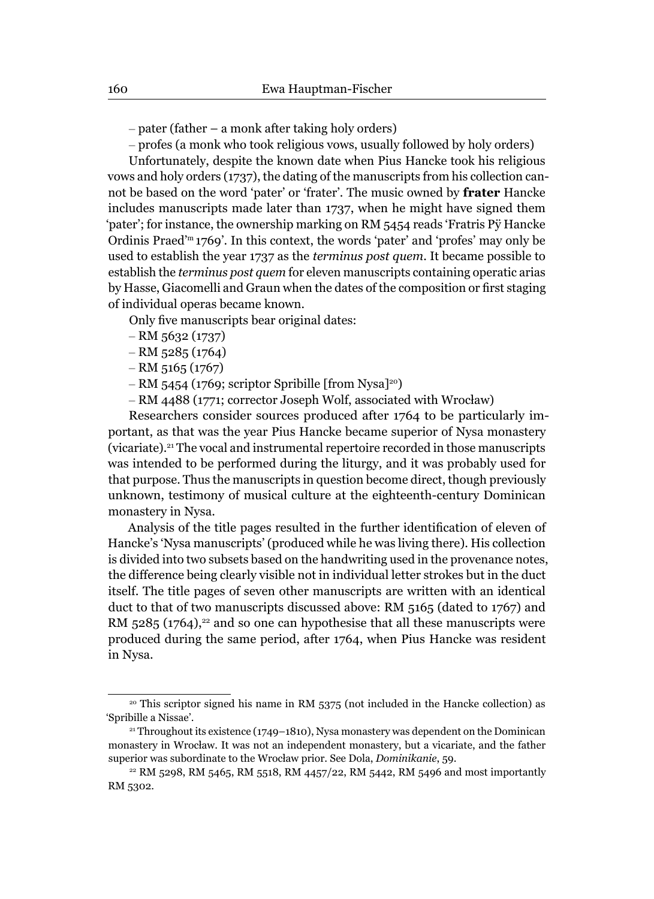– pater (father – a monk after taking holy orders)

– profes (a monk who took religious vows, usually followed by holy orders)

Unfortunately, despite the known date when Pius Hancke took his religious vows and holy orders (1737), the dating of the manuscripts from his collection cannot be based on the word 'pater' or 'frater'. The music owned by **frater** Hancke includes manuscripts made later than 1737, when he might have signed them 'pater'; for instance, the ownership marking on RM 5454 reads 'Fratris Pÿ Hancke Ordinis Praed'm 1769'. In this context, the words 'pater' and 'profes' may only be used to establish the year 1737 as the *terminus post quem*. It became possible to establish the *terminus post quem* for eleven manuscripts containing operatic arias by Hasse, Giacomelli and Graun when the dates of the composition or first staging of individual operas became known.

Only five manuscripts bear original dates:

– RM 5632 (1737)
– RM 5285 (1764)
– RM 5165 (1767)
– RM 5454 (1769; scriptor Spribille [from Nysa][20])
– RM 4488 (1771; corrector Joseph Wolf, associated with Wrocław)

Researchers consider sources produced after 1764 to be particularly important, as that was the year Pius Hancke became superior of Nysa monastery (vicariate).[21] The vocal and instrumental repertoire recorded in those manuscripts was intended to be performed during the liturgy, and it was probably used for that purpose. Thus the manuscripts in question become direct, though previously unknown, testimony of musical culture at the eighteenth-century Dominican monastery in Nysa.

Analysis of the title pages resulted in the further identification of eleven of Hancke's 'Nysa manuscripts' (produced while he was living there). His collection is divided into two subsets based on the handwriting used in the provenance notes, the difference being clearly visible not in individual letter strokes but in the duct itself. The title pages of seven other manuscripts are written with an identical duct to that of two manuscripts discussed above: RM 5165 (dated to 1767) and RM 5285 (1764),[22] and so one can hypothesise that all these manuscripts were produced during the same period, after 1764, when Pius Hancke was resident in Nysa.

---

[20] This scriptor signed his name in RM 5375 (not included in the Hancke collection) as 'Spribille a Nissae'.

[21] Throughout its existence (1749–1810), Nysa monastery was dependent on the Dominican monastery in Wrocław. It was not an independent monastery, but a vicariate, and the father superior was subordinate to the Wrocław prior. See Dola, *Dominikanie*, 59.

[22] RM 5298, RM 5465, RM 5518, RM 4457/22, RM 5442, RM 5496 and most importantly RM 5302.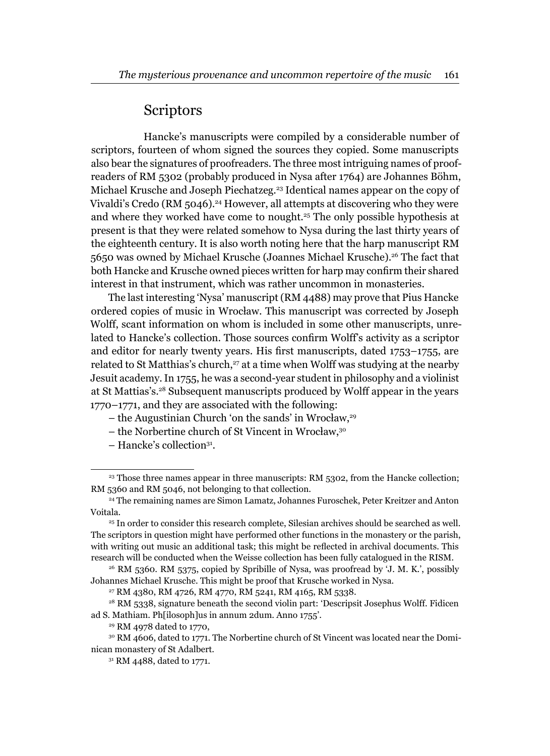## Scriptors

Hancke's manuscripts were compiled by a considerable number of scriptors, fourteen of whom signed the sources they copied. Some manuscripts also bear the signatures of proofreaders. The three most intriguing names of proofreaders of RM 5302 (probably produced in Nysa after 1764) are Johannes Böhm, Michael Krusche and Joseph Piechatzeg.[23] Identical names appear on the copy of Vivaldi's Credo (RM 5046).[24] However, all attempts at discovering who they were and where they worked have come to nought.[25] The only possible hypothesis at present is that they were related somehow to Nysa during the last thirty years of the eighteenth century. It is also worth noting here that the harp manuscript RM 5650 was owned by Michael Krusche (Joannes Michael Krusche).[26] The fact that both Hancke and Krusche owned pieces written for harp may confirm their shared interest in that instrument, which was rather uncommon in monasteries.

The last interesting 'Nysa' manuscript (RM 4488) may prove that Pius Hancke ordered copies of music in Wrocław. This manuscript was corrected by Joseph Wolff, scant information on whom is included in some other manuscripts, unrelated to Hancke's collection. Those sources confirm Wolff's activity as a scriptor and editor for nearly twenty years. His first manuscripts, dated 1753–1755, are related to St Matthias's church,[27] at a time when Wolff was studying at the nearby Jesuit academy. In 1755, he was a second-year student in philosophy and a violinist at St Mattias's.[28] Subsequent manuscripts produced by Wolff appear in the years 1770–1771, and they are associated with the following:

– the Augustinian Church 'on the sands' in Wrocław,[29]

– the Norbertine church of St Vincent in Wrocław,[30]

– Hancke's collection[31].

---

[23] Those three names appear in three manuscripts: RM 5302, from the Hancke collection; RM 5360 and RM 5046, not belonging to that collection.

[24] The remaining names are Simon Lamatz, Johannes Furoschek, Peter Kreitzer and Anton Voitala.

[25] In order to consider this research complete, Silesian archives should be searched as well. The scriptors in question might have performed other functions in the monastery or the parish, with writing out music an additional task; this might be reflected in archival documents. This research will be conducted when the Weisse collection has been fully catalogued in the RISM.

[26] RM 5360. RM 5375, copied by Spribille of Nysa, was proofread by 'J. M. K.', possibly Johannes Michael Krusche. This might be proof that Krusche worked in Nysa.

[27] RM 4380, RM 4726, RM 4770, RM 5241, RM 4165, RM 5338.

[28] RM 5338, signature beneath the second violin part: 'Descripsit Josephus Wolff. Fidicen ad S. Mathiam. Ph[ilosoph]us in annum 2dum. Anno 1755'.

[29] RM 4978 dated to 1770,

[30] RM 4606, dated to 1771. The Norbertine church of St Vincent was located near the Dominican monastery of St Adalbert.

[31] RM 4488, dated to 1771.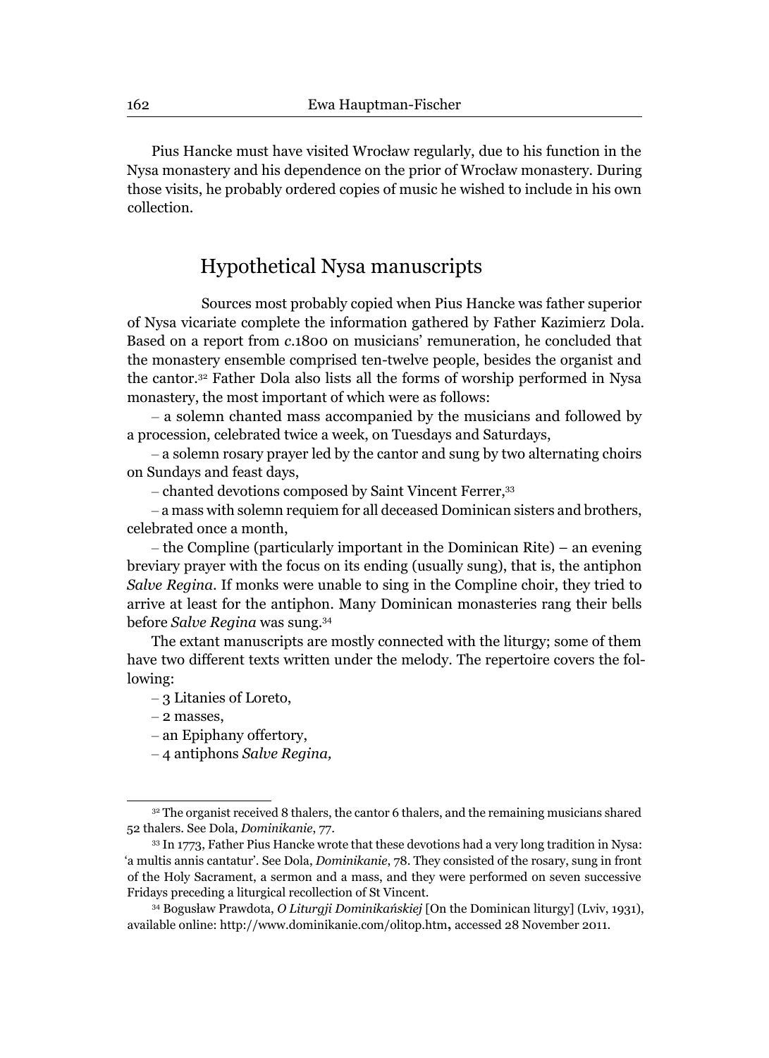Pius Hancke must have visited Wrocław regularly, due to his function in the Nysa monastery and his dependence on the prior of Wrocław monastery. During those visits, he probably ordered copies of music he wished to include in his own collection.

## Hypothetical Nysa manuscripts

Sources most probably copied when Pius Hancke was father superior of Nysa vicariate complete the information gathered by Father Kazimierz Dola. Based on a report from *c.*1800 on musicians' remuneration, he concluded that the monastery ensemble comprised ten-twelve people, besides the organist and the cantor.[32] Father Dola also lists all the forms of worship performed in Nysa monastery, the most important of which were as follows:

– a solemn chanted mass accompanied by the musicians and followed by a procession, celebrated twice a week, on Tuesdays and Saturdays,

– a solemn rosary prayer led by the cantor and sung by two alternating choirs on Sundays and feast days,

– chanted devotions composed by Saint Vincent Ferrer,[33]

– a mass with solemn requiem for all deceased Dominican sisters and brothers, celebrated once a month,

– the Compline (particularly important in the Dominican Rite) – an evening breviary prayer with the focus on its ending (usually sung), that is, the antiphon *Salve Regina*. If monks were unable to sing in the Compline choir, they tried to arrive at least for the antiphon. Many Dominican monasteries rang their bells before *Salve Regina* was sung.[34]

The extant manuscripts are mostly connected with the liturgy; some of them have two different texts written under the melody. The repertoire covers the following:

– 3 Litanies of Loreto,

– 2 masses,

– an Epiphany offertory,

– 4 antiphons *Salve Regina,*

---

[32] The organist received 8 thalers, the cantor 6 thalers, and the remaining musicians shared 52 thalers. See Dola, *Dominikanie*, 77.

[33] In 1773, Father Pius Hancke wrote that these devotions had a very long tradition in Nysa: 'a multis annis cantatur'. See Dola, *Dominikanie*, 78. They consisted of the rosary, sung in front of the Holy Sacrament, a sermon and a mass, and they were performed on seven successive Fridays preceding a liturgical recollection of St Vincent.

[34] Bogusław Prawdota, *O Liturgji Dominikańskiej* [On the Dominican liturgy] (Lviv, 1931), available online: http://www.dominikanie.com/olitop.htm, accessed 28 November 2011.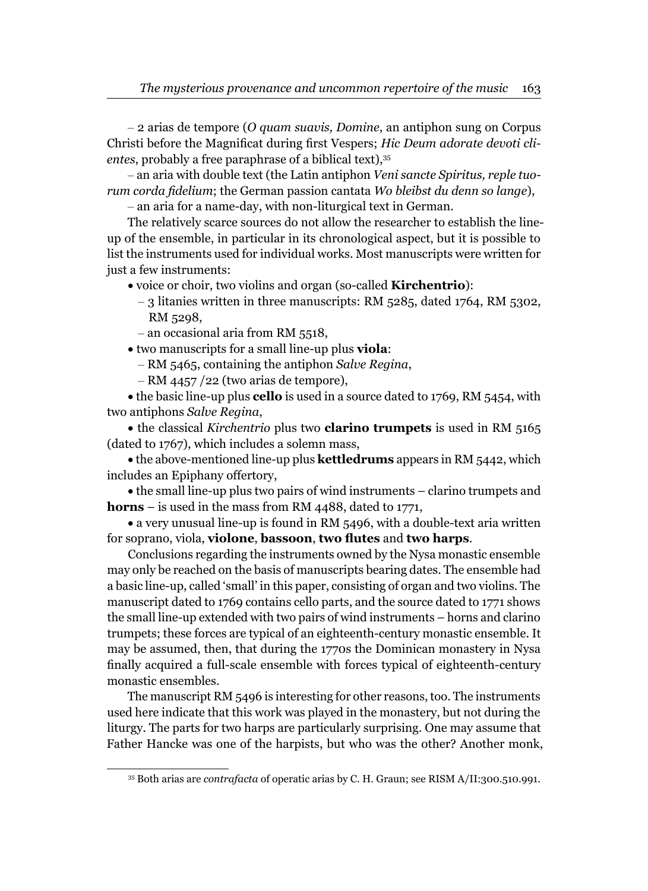– 2 arias de tempore (*O quam suavis, Domine*, an antiphon sung on Corpus Christi before the Magnificat during first Vespers; *Hic Deum adorate devoti clientes*, probably a free paraphrase of a biblical text),[35]

– an aria with double text (the Latin antiphon *Veni sancte Spiritus, reple tuorum corda fidelium*; the German passion cantata *Wo bleibst du denn so lange*),

– an aria for a name-day, with non-liturgical text in German.

The relatively scarce sources do not allow the researcher to establish the line-up of the ensemble, in particular in its chronological aspect, but it is possible to list the instruments used for individual works. Most manuscripts were written for just a few instruments:

- voice or choir, two violins and organ (so-called **Kirchentrio**):
  - 3 litanies written in three manuscripts: RM 5285, dated 1764, RM 5302, RM 5298,
  - an occasional aria from RM 5518,
- two manuscripts for a small line-up plus **viola**:
  - RM 5465, containing the antiphon *Salve Regina*,
  - RM 4457 /22 (two arias de tempore),
- the basic line-up plus **cello** is used in a source dated to 1769, RM 5454, with two antiphons *Salve Regina*,
- the classical *Kirchentrio* plus two **clarino trumpets** is used in RM 5165 (dated to 1767), which includes a solemn mass,
- the above-mentioned line-up plus **kettledrums** appears in RM 5442, which includes an Epiphany offertory,
- the small line-up plus two pairs of wind instruments – clarino trumpets and **horns** – is used in the mass from RM 4488, dated to 1771,
- a very unusual line-up is found in RM 5496, with a double-text aria written for soprano, viola, **violone**, **bassoon**, **two flutes** and **two harps**.

Conclusions regarding the instruments owned by the Nysa monastic ensemble may only be reached on the basis of manuscripts bearing dates. The ensemble had a basic line-up, called 'small' in this paper, consisting of organ and two violins. The manuscript dated to 1769 contains cello parts, and the source dated to 1771 shows the small line-up extended with two pairs of wind instruments – horns and clarino trumpets; these forces are typical of an eighteenth-century monastic ensemble. It may be assumed, then, that during the 1770s the Dominican monastery in Nysa finally acquired a full-scale ensemble with forces typical of eighteenth-century monastic ensembles.

The manuscript RM 5496 is interesting for other reasons, too. The instruments used here indicate that this work was played in the monastery, but not during the liturgy. The parts for two harps are particularly surprising. One may assume that Father Hancke was one of the harpists, but who was the other? Another monk,

[35] Both arias are *contrafacta* of operatic arias by C. H. Graun; see RISM A/II:300.510.991.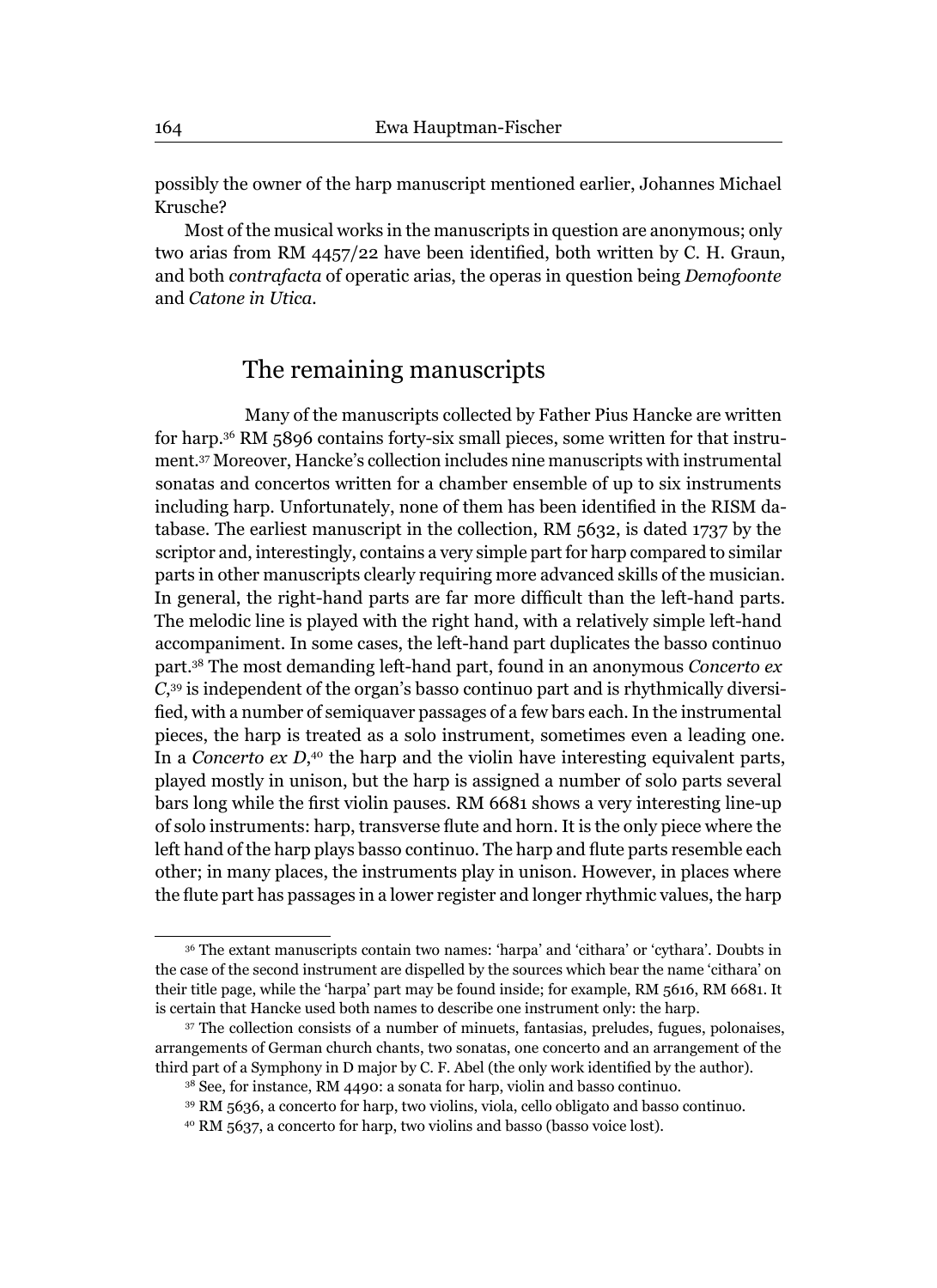possibly the owner of the harp manuscript mentioned earlier, Johannes Michael Krusche?

Most of the musical works in the manuscripts in question are anonymous; only two arias from RM 4457/22 have been identified, both written by C. H. Graun, and both *contrafacta* of operatic arias, the operas in question being *Demofoonte* and *Catone in Utica*.

## The remaining manuscripts

Many of the manuscripts collected by Father Pius Hancke are written for harp.[36] RM 5896 contains forty-six small pieces, some written for that instrument.[37] Moreover, Hancke's collection includes nine manuscripts with instrumental sonatas and concertos written for a chamber ensemble of up to six instruments including harp. Unfortunately, none of them has been identified in the RISM database. The earliest manuscript in the collection, RM 5632, is dated 1737 by the scriptor and, interestingly, contains a very simple part for harp compared to similar parts in other manuscripts clearly requiring more advanced skills of the musician. In general, the right-hand parts are far more difficult than the left-hand parts. The melodic line is played with the right hand, with a relatively simple left-hand accompaniment. In some cases, the left-hand part duplicates the basso continuo part.[38] The most demanding left-hand part, found in an anonymous *Concerto ex C*,[39] is independent of the organ's basso continuo part and is rhythmically diversified, with a number of semiquaver passages of a few bars each. In the instrumental pieces, the harp is treated as a solo instrument, sometimes even a leading one. In a *Concerto ex D*,[40] the harp and the violin have interesting equivalent parts, played mostly in unison, but the harp is assigned a number of solo parts several bars long while the first violin pauses. RM 6681 shows a very interesting line-up of solo instruments: harp, transverse flute and horn. It is the only piece where the left hand of the harp plays basso continuo. The harp and flute parts resemble each other; in many places, the instruments play in unison. However, in places where the flute part has passages in a lower register and longer rhythmic values, the harp

[36] The extant manuscripts contain two names: 'harpa' and 'cithara' or 'cythara'. Doubts in the case of the second instrument are dispelled by the sources which bear the name 'cithara' on their title page, while the 'harpa' part may be found inside; for example, RM 5616, RM 6681. It is certain that Hancke used both names to describe one instrument only: the harp.

[37] The collection consists of a number of minuets, fantasias, preludes, fugues, polonaises, arrangements of German church chants, two sonatas, one concerto and an arrangement of the third part of a Symphony in D major by C. F. Abel (the only work identified by the author).

[38] See, for instance, RM 4490: a sonata for harp, violin and basso continuo.

[39] RM 5636, a concerto for harp, two violins, viola, cello obligato and basso continuo.

[40] RM 5637, a concerto for harp, two violins and basso (basso voice lost).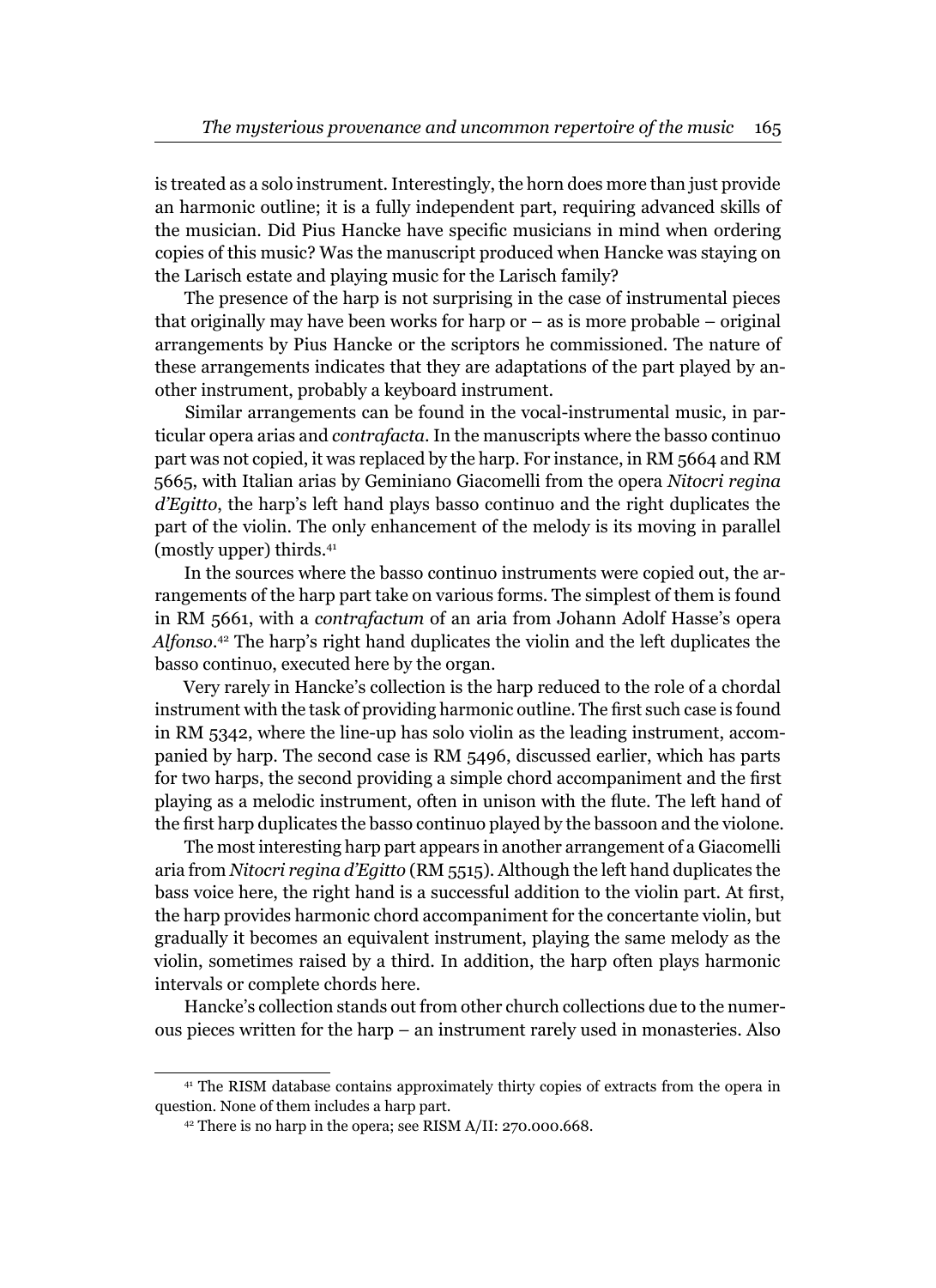is treated as a solo instrument. Interestingly, the horn does more than just provide an harmonic outline; it is a fully independent part, requiring advanced skills of the musician. Did Pius Hancke have specific musicians in mind when ordering copies of this music? Was the manuscript produced when Hancke was staying on the Larisch estate and playing music for the Larisch family?

The presence of the harp is not surprising in the case of instrumental pieces that originally may have been works for harp or – as is more probable – original arrangements by Pius Hancke or the scriptors he commissioned. The nature of these arrangements indicates that they are adaptations of the part played by another instrument, probably a keyboard instrument.

Similar arrangements can be found in the vocal-instrumental music, in particular opera arias and *contrafacta*. In the manuscripts where the basso continuo part was not copied, it was replaced by the harp. For instance, in RM 5664 and RM 5665, with Italian arias by Geminiano Giacomelli from the opera *Nitocri regina d'Egitto*, the harp's left hand plays basso continuo and the right duplicates the part of the violin. The only enhancement of the melody is its moving in parallel (mostly upper) thirds.[41]

In the sources where the basso continuo instruments were copied out, the arrangements of the harp part take on various forms. The simplest of them is found in RM 5661, with a *contrafactum* of an aria from Johann Adolf Hasse's opera *Alfonso*.[42] The harp's right hand duplicates the violin and the left duplicates the basso continuo, executed here by the organ.

Very rarely in Hancke's collection is the harp reduced to the role of a chordal instrument with the task of providing harmonic outline. The first such case is found in RM 5342, where the line-up has solo violin as the leading instrument, accompanied by harp. The second case is RM 5496, discussed earlier, which has parts for two harps, the second providing a simple chord accompaniment and the first playing as a melodic instrument, often in unison with the flute. The left hand of the first harp duplicates the basso continuo played by the bassoon and the violone.

The most interesting harp part appears in another arrangement of a Giacomelli aria from *Nitocri regina d'Egitto* (RM 5515). Although the left hand duplicates the bass voice here, the right hand is a successful addition to the violin part. At first, the harp provides harmonic chord accompaniment for the concertante violin, but gradually it becomes an equivalent instrument, playing the same melody as the violin, sometimes raised by a third. In addition, the harp often plays harmonic intervals or complete chords here.

Hancke's collection stands out from other church collections due to the numerous pieces written for the harp – an instrument rarely used in monasteries. Also

---

[41] The RISM database contains approximately thirty copies of extracts from the opera in question. None of them includes a harp part.

[42] There is no harp in the opera; see RISM A/II: 270.000.668.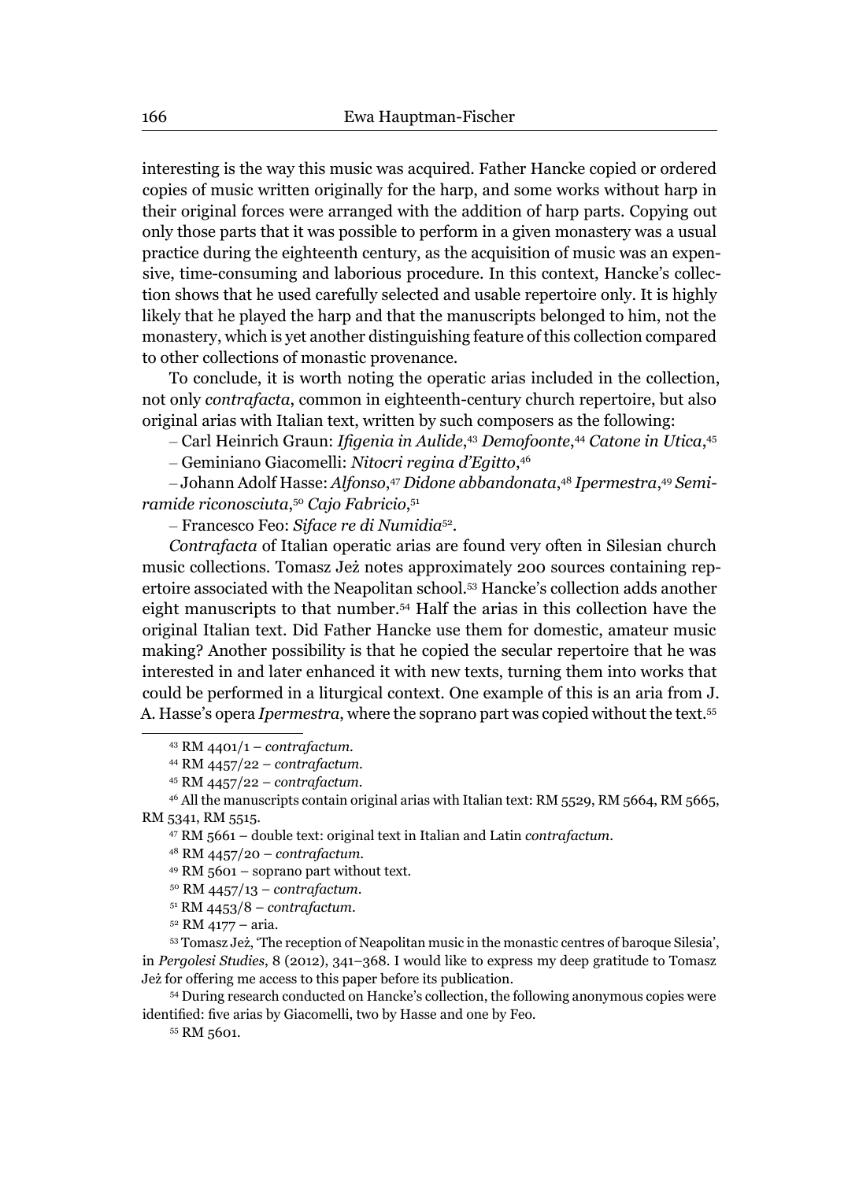interesting is the way this music was acquired. Father Hancke copied or ordered copies of music written originally for the harp, and some works without harp in their original forces were arranged with the addition of harp parts. Copying out only those parts that it was possible to perform in a given monastery was a usual practice during the eighteenth century, as the acquisition of music was an expensive, time-consuming and laborious procedure. In this context, Hancke's collection shows that he used carefully selected and usable repertoire only. It is highly likely that he played the harp and that the manuscripts belonged to him, not the monastery, which is yet another distinguishing feature of this collection compared to other collections of monastic provenance.

To conclude, it is worth noting the operatic arias included in the collection, not only *contrafacta*, common in eighteenth-century church repertoire, but also original arias with Italian text, written by such composers as the following:

– Carl Heinrich Graun: *Ifigenia in Aulide*,[43] *Demofoonte*,[44] *Catone in Utica*,[45]

– Geminiano Giacomelli: *Nitocri regina d'Egitto*,[46]

– Johann Adolf Hasse: *Alfonso*,[47] *Didone abbandonata*,[48] *Ipermestra*,[49] *Semiramide riconosciuta*,[50] *Cajo Fabricio*,[51]

– Francesco Feo: *Siface re di Numidia*[52].

*Contrafacta* of Italian operatic arias are found very often in Silesian church music collections. Tomasz Jeż notes approximately 200 sources containing repertoire associated with the Neapolitan school.[53] Hancke's collection adds another eight manuscripts to that number.[54] Half the arias in this collection have the original Italian text. Did Father Hancke use them for domestic, amateur music making? Another possibility is that he copied the secular repertoire that he was interested in and later enhanced it with new texts, turning them into works that could be performed in a liturgical context. One example of this is an aria from J. A. Hasse's opera *Ipermestra*, where the soprano part was copied without the text.[55]

---

[43] RM 4401/1 – *contrafactum*.

[44] RM 4457/22 – *contrafactum*.

[45] RM 4457/22 – *contrafactum*.

[46] All the manuscripts contain original arias with Italian text: RM 5529, RM 5664, RM 5665, RM 5341, RM 5515.

[47] RM 5661 – double text: original text in Italian and Latin *contrafactum*.

[48] RM 4457/20 – *contrafactum*.

[49] RM 5601 – soprano part without text.

[50] RM 4457/13 – *contrafactum*.

[51] RM 4453/8 – *contrafactum*.

[52] RM 4177 – aria.

[53] Tomasz Jeż, 'The reception of Neapolitan music in the monastic centres of baroque Silesia', in *Pergolesi Studies*, 8 (2012), 341–368. I would like to express my deep gratitude to Tomasz Jeż for offering me access to this paper before its publication.

[54] During research conducted on Hancke's collection, the following anonymous copies were identified: five arias by Giacomelli, two by Hasse and one by Feo.

[55] RM 5601.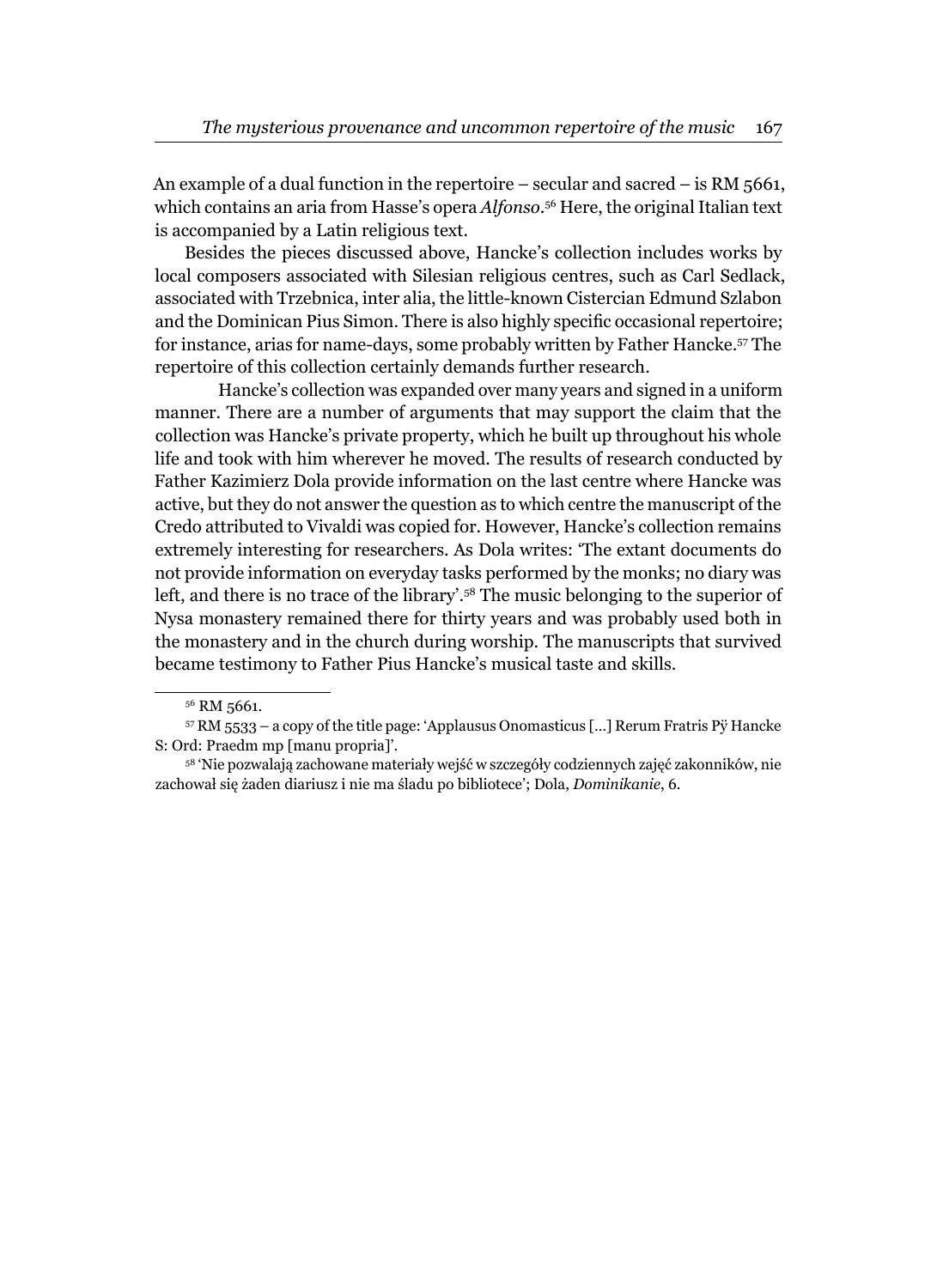An example of a dual function in the repertoire – secular and sacred – is RM 5661, which contains an aria from Hasse's opera *Alfonso*.[56] Here, the original Italian text is accompanied by a Latin religious text.

Besides the pieces discussed above, Hancke's collection includes works by local composers associated with Silesian religious centres, such as Carl Sedlack, associated with Trzebnica, inter alia, the little-known Cistercian Edmund Szlabon and the Dominican Pius Simon. There is also highly specific occasional repertoire; for instance, arias for name-days, some probably written by Father Hancke.[57] The repertoire of this collection certainly demands further research.

Hancke's collection was expanded over many years and signed in a uniform manner. There are a number of arguments that may support the claim that the collection was Hancke's private property, which he built up throughout his whole life and took with him wherever he moved. The results of research conducted by Father Kazimierz Dola provide information on the last centre where Hancke was active, but they do not answer the question as to which centre the manuscript of the Credo attributed to Vivaldi was copied for. However, Hancke's collection remains extremely interesting for researchers. As Dola writes: 'The extant documents do not provide information on everyday tasks performed by the monks; no diary was left, and there is no trace of the library'.[58] The music belonging to the superior of Nysa monastery remained there for thirty years and was probably used both in the monastery and in the church during worship. The manuscripts that survived became testimony to Father Pius Hancke's musical taste and skills.

[56] RM 5661.

[57] RM 5533 – a copy of the title page: 'Applausus Onomasticus [...] Rerum Fratris Pÿ Hancke S: Ord: Praedm mp [manu propria]'.

[58] 'Nie pozwalają zachowane materiały wejść w szczegóły codziennych zajęć zakonników, nie zachował się żaden diariusz i nie ma śladu po bibliotece'; Dola, *Dominikanie*, 6.